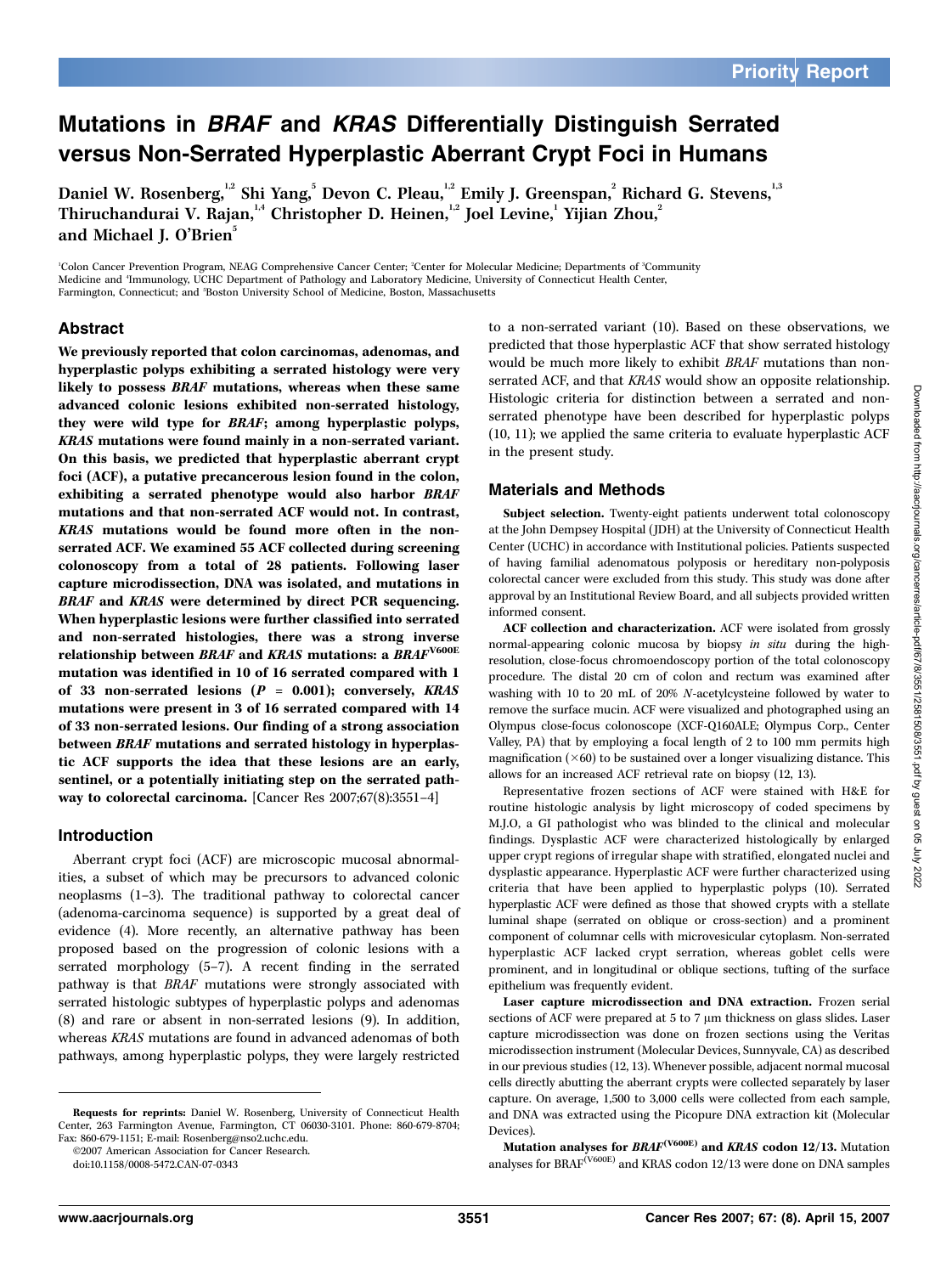# Mutations in *BRAF* and *KRAS* Differentially Distinguish Serrated versus Non-Serrated Hyperplastic Aberrant Crypt Foci in Humans

Daniel W. Rosenberg,[1,2] Shi Yang,[5] Devon C. Pleau,[1,2] Emily J. Greenspan,[2] Richard G. Stevens,[1,3] Thiruchandurai V. Rajan,[1,4] Christopher D. Heinen,[1,2] Joel Levine,[1] Yijian Zhou,[2] and Michael J. O'Brien[5]

[1]Colon Cancer Prevention Program, NEAG Comprehensive Cancer Center; [2]Center for Molecular Medicine; Departments of [3]Community Medicine and [4]Immunology, UCHC Department of Pathology and Laboratory Medicine, University of Connecticut Health Center, Farmington, Connecticut; and [5]Boston University School of Medicine, Boston, Massachusetts

## Abstract

**We previously reported that colon carcinomas, adenomas, and hyperplastic polyps exhibiting a serrated histology were very likely to possess *BRAF* mutations, whereas when these same advanced colonic lesions exhibited non-serrated histology, they were wild type for *BRAF*; among hyperplastic polyps, *KRAS* mutations were found mainly in a non-serrated variant. On this basis, we predicted that hyperplastic aberrant crypt foci (ACF), a putative precancerous lesion found in the colon, exhibiting a serrated phenotype would also harbor *BRAF* mutations and that non-serrated ACF would not. In contrast, *KRAS* mutations would be found more often in the non-serrated ACF. We examined 55 ACF collected during screening colonoscopy from a total of 28 patients. Following laser capture microdissection, DNA was isolated, and mutations in *BRAF* and *KRAS* were determined by direct PCR sequencing. When hyperplastic lesions were further classified into serrated and non-serrated histologies, there was a strong inverse relationship between *BRAF* and *KRAS* mutations: a *BRAF*$^{V600E}$ mutation was identified in 10 of 16 serrated compared with 1 of 33 non-serrated lesions ($P$ = 0.001); conversely, *KRAS* mutations were present in 3 of 16 serrated compared with 14 of 33 non-serrated lesions. Our finding of a strong association between *BRAF* mutations and serrated histology in hyperplastic ACF supports the idea that these lesions are an early, sentinel, or a potentially initiating step on the serrated pathway to colorectal carcinoma.** [Cancer Res 2007;67(8):3551–4]

## Introduction

Aberrant crypt foci (ACF) are microscopic mucosal abnormalities, a subset of which may be precursors to advanced colonic neoplasms (1–3). The traditional pathway to colorectal cancer (adenoma-carcinoma sequence) is supported by a great deal of evidence (4). More recently, an alternative pathway has been proposed based on the progression of colonic lesions with a serrated morphology (5–7). A recent finding in the serrated pathway is that *BRAF* mutations were strongly associated with serrated histologic subtypes of hyperplastic polyps and adenomas (8) and rare or absent in non-serrated lesions (9). In addition, whereas *KRAS* mutations are found in advanced adenomas of both pathways, among hyperplastic polyps, they were largely restricted to a non-serrated variant (10). Based on these observations, we predicted that those hyperplastic ACF that show serrated histology would be much more likely to exhibit *BRAF* mutations than non-serrated ACF, and that *KRAS* would show an opposite relationship. Histologic criteria for distinction between a serrated and non-serrated phenotype have been described for hyperplastic polyps (10, 11); we applied the same criteria to evaluate hyperplastic ACF in the present study.

## Materials and Methods

**Subject selection.** Twenty-eight patients underwent total colonoscopy at the John Dempsey Hospital (JDH) at the University of Connecticut Health Center (UCHC) in accordance with Institutional policies. Patients suspected of having familial adenomatous polyposis or hereditary non-polyposis colorectal cancer were excluded from this study. This study was done after approval by an Institutional Review Board, and all subjects provided written informed consent.

**ACF collection and characterization.** ACF were isolated from grossly normal-appearing colonic mucosa by biopsy *in situ* during the high-resolution, close-focus chromoendoscopy portion of the total colonoscopy procedure. The distal 20 cm of colon and rectum was examined after washing with 10 to 20 mL of 20% *N*-acetylcysteine followed by water to remove the surface mucin. ACF were visualized and photographed using an Olympus close-focus colonoscope (XCF-Q160ALE; Olympus Corp., Center Valley, PA) that by employing a focal length of 2 to 100 mm permits high magnification (×60) to be sustained over a longer visualizing distance. This allows for an increased ACF retrieval rate on biopsy (12, 13).

Representative frozen sections of ACF were stained with H&E for routine histologic analysis by light microscopy of coded specimens by M.J.O, a GI pathologist who was blinded to the clinical and molecular findings. Dysplastic ACF were characterized histologically by enlarged upper crypt regions of irregular shape with stratified, elongated nuclei and dysplastic appearance. Hyperplastic ACF were further characterized using criteria that have been applied to hyperplastic polyps (10). Serrated hyperplastic ACF were defined as those that showed crypts with a stellate luminal shape (serrated on oblique or cross-section) and a prominent component of columnar cells with microvesicular cytoplasm. Non-serrated hyperplastic ACF lacked crypt serration, whereas goblet cells were prominent, and in longitudinal or oblique sections, tufting of the surface epithelium was frequently evident.

**Laser capture microdissection and DNA extraction.** Frozen serial sections of ACF were prepared at 5 to 7 μm thickness on glass slides. Laser capture microdissection was done on frozen sections using the Veritas microdissection instrument (Molecular Devices, Sunnyvale, CA) as described in our previous studies (12, 13). Whenever possible, adjacent normal mucosal cells directly abutting the aberrant crypts were collected separately by laser capture. On average, 1,500 to 3,000 cells were collected from each sample, and DNA was extracted using the Picopure DNA extraction kit (Molecular Devices).

**Mutation analyses for *BRAF*$^{(V600E)}$ and *KRAS* codon 12/13.** Mutation analyses for BRAF$^{(V600E)}$ and KRAS codon 12/13 were done on DNA samples

---

**Requests for reprints:** Daniel W. Rosenberg, University of Connecticut Health Center, 263 Farmington Avenue, Farmington, CT 06030-3101. Phone: 860-679-8704; Fax: 860-679-1151; E-mail: Rosenberg@nso2.uchc.edu.

©2007 American Association for Cancer Research.

doi:10.1158/0008-5472.CAN-07-0343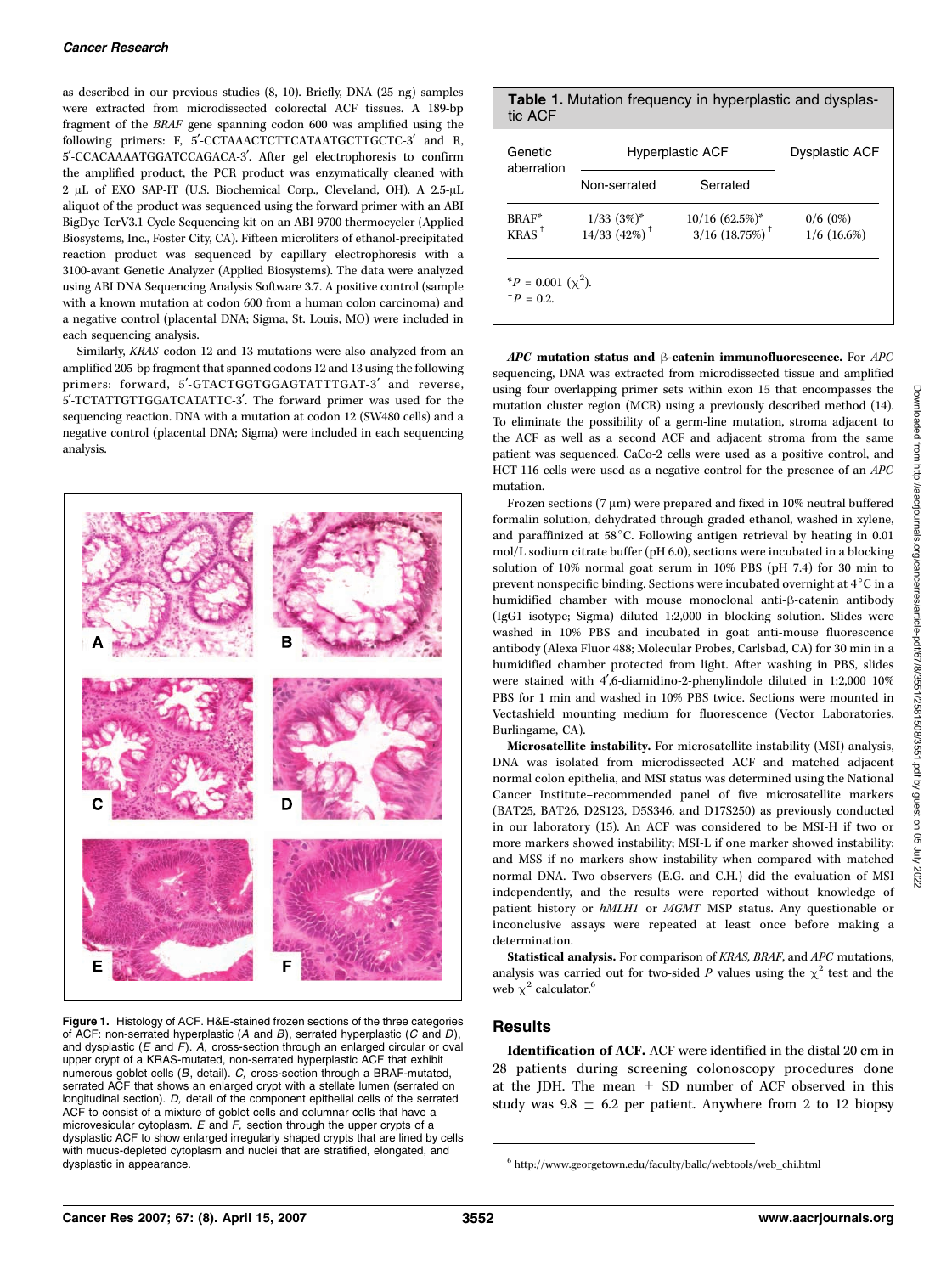as described in our previous studies (8, 10). Briefly, DNA (25 ng) samples were extracted from microdissected colorectal ACF tissues. A 189-bp fragment of the *BRAF* gene spanning codon 600 was amplified using the following primers: F, 5′-CCTAAACTCTTCATAATGCTTGCTC-3′ and R, 5′-CCACAAAATGGATCCAGACA-3′. After gel electrophoresis to confirm the amplified product, the PCR product was enzymatically cleaned with 2 μL of EXO SAP-IT (U.S. Biochemical Corp., Cleveland, OH). A 2.5-μL aliquot of the product was sequenced using the forward primer with an ABI BigDye TerV3.1 Cycle Sequencing kit on an ABI 9700 thermocycler (Applied Biosystems, Inc., Foster City, CA). Fifteen microliters of ethanol-precipitated reaction product was sequenced by capillary electrophoresis with a 3100-avant Genetic Analyzer (Applied Biosystems). The data were analyzed using ABI DNA Sequencing Analysis Software 3.7. A positive control (sample with a known mutation at codon 600 from a human colon carcinoma) and a negative control (placental DNA; Sigma, St. Louis, MO) were included in each sequencing analysis.

Similarly, *KRAS* codon 12 and 13 mutations were also analyzed from an amplified 205-bp fragment that spanned codons 12 and 13 using the following primers: forward, 5′-GTACTGGTGGAGTATTTGAT-3′ and reverse, 5′-TCTATTGTTGGATCATATTC-3′. The forward primer was used for the sequencing reaction. DNA with a mutation at codon 12 (SW480 cells) and a negative control (placental DNA; Sigma) were included in each sequencing analysis.

**Figure 1.** Histology of ACF. H&E-stained frozen sections of the three categories of ACF: non-serrated hyperplastic (*A* and *B*), serrated hyperplastic (*C* and *D*), and dysplastic (*E* and *F*). *A,* cross-section through an enlarged circular or oval upper crypt of a KRAS-mutated, non-serrated hyperplastic ACF that exhibit numerous goblet cells (*B*, detail). *C,* cross-section through a BRAF-mutated, serrated ACF that shows an enlarged crypt with a stellate lumen (serrated on longitudinal section). *D,* detail of the component epithelial cells of the serrated ACF to consist of a mixture of goblet cells and columnar cells that have a microvesicular cytoplasm. *E* and *F,* section through the upper crypts of a dysplastic ACF to show enlarged irregularly shaped crypts that are lined by cells with mucus-depleted cytoplasm and nuclei that are stratified, elongated, and dysplastic in appearance.

**Table 1.** Mutation frequency in hyperplastic and dysplastic ACF

| Genetic aberration | Hyperplastic ACF | | Dysplastic ACF |
|---|---|---|---|
| | Non-serrated | Serrated | |
| BRAF* | 1/33 (3%)* | 10/16 (62.5%)* | 0/6 (0%) |
| KRAS† | 14/33 (42%)† | 3/16 (18.75%)† | 1/6 (16.6%) |

*$P$ = 0.001 ($\chi^2$).
†$P$ = 0.2.

***APC* mutation status and β-catenin immunofluorescence.** For *APC* sequencing, DNA was extracted from microdissected tissue and amplified using four overlapping primer sets within exon 15 that encompasses the mutation cluster region (MCR) using a previously described method (14). To eliminate the possibility of a germ-line mutation, stroma adjacent to the ACF as well as a second ACF and adjacent stroma from the same patient was sequenced. CaCo-2 cells were used as a positive control, and HCT-116 cells were used as a negative control for the presence of an *APC* mutation.

Frozen sections (7 μm) were prepared and fixed in 10% neutral buffered formalin solution, dehydrated through graded ethanol, washed in xylene, and paraffinized at 58°C. Following antigen retrieval by heating in 0.01 mol/L sodium citrate buffer (pH 6.0), sections were incubated in a blocking solution of 10% normal goat serum in 10% PBS (pH 7.4) for 30 min to prevent nonspecific binding. Sections were incubated overnight at 4°C in a humidified chamber with mouse monoclonal anti-β-catenin antibody (IgG1 isotype; Sigma) diluted 1:2,000 in blocking solution. Slides were washed in 10% PBS and incubated in goat anti-mouse fluorescence antibody (Alexa Fluor 488; Molecular Probes, Carlsbad, CA) for 30 min in a humidified chamber protected from light. After washing in PBS, slides were stained with 4′,6-diamidino-2-phenylindole diluted in 1:2,000 10% PBS for 1 min and washed in 10% PBS twice. Sections were mounted in Vectashield mounting medium for fluorescence (Vector Laboratories, Burlingame, CA).

**Microsatellite instability.** For microsatellite instability (MSI) analysis, DNA was isolated from microdissected ACF and matched adjacent normal colon epithelia, and MSI status was determined using the National Cancer Institute–recommended panel of five microsatellite markers (BAT25, BAT26, D2S123, D5S346, and D17S250) as previously conducted in our laboratory (15). An ACF was considered to be MSI-H if two or more markers showed instability; MSI-L if one marker showed instability; and MSS if no markers show instability when compared with matched normal DNA. Two observers (E.G. and C.H.) did the evaluation of MSI independently, and the results were reported without knowledge of patient history or *hMLH1* or *MGMT* MSP status. Any questionable or inconclusive assays were repeated at least once before making a determination.

**Statistical analysis.** For comparison of *KRAS*, *BRAF*, and *APC* mutations, analysis was carried out for two-sided *P* values using the $\chi^2$ test and the web $\chi^2$ calculator.[6]

## Results

**Identification of ACF.** ACF were identified in the distal 20 cm in 28 patients during screening colonoscopy procedures done at the JDH. The mean ± SD number of ACF observed in this study was 9.8 ± 6.2 per patient. Anywhere from 2 to 12 biopsy

[6] http://www.georgetown.edu/faculty/ballc/webtools/web_chi.html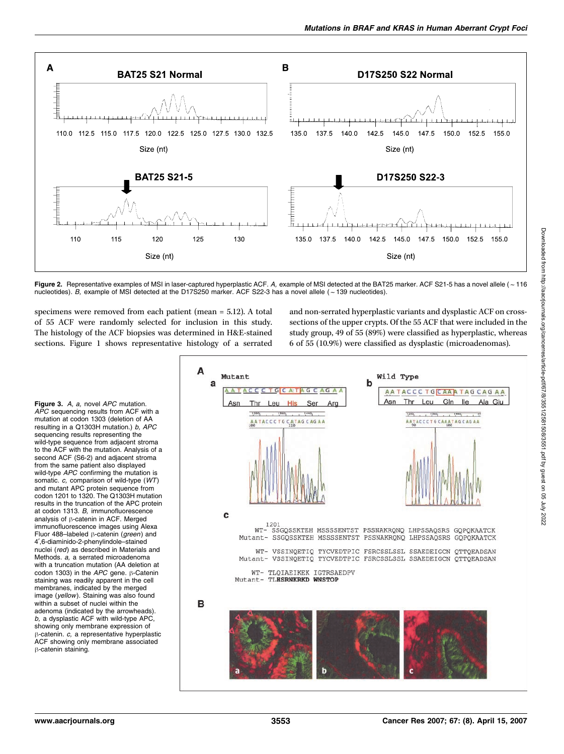**Figure 2.** Representative examples of MSI in laser-captured hyperplastic ACF. *A,* example of MSI detected at the BAT25 marker. ACF S21-5 has a novel allele (~116 nucleotides). *B,* example of MSI detected at the D17S250 marker. ACF S22-3 has a novel allele (~139 nucleotides).

specimens were removed from each patient (mean = 5.12). A total of 55 ACF were randomly selected for inclusion in this study. The histology of the ACF biopsies was determined in H&E-stained sections. Figure 1 shows representative histology of a serrated and non-serrated hyperplastic variants and dysplastic ACF on cross-sections of the upper crypts. Of the 55 ACF that were included in the study group, 49 of 55 (89%) were classified as hyperplastic, whereas 6 of 55 (10.9%) were classified as dysplastic (microadenomas).

**Figure 3.** *A, a,* novel *APC* mutation. *APC* sequencing results from ACF with a mutation at codon 1303 (deletion of AA resulting in a Q1303H mutation.) *b, APC* sequencing results representing the wild-type sequence from adjacent stroma to the ACF with the mutation. Analysis of a second ACF (S6-2) and adjacent stroma from the same patient also displayed wild-type *APC* confirming the mutation is somatic. *c,* comparison of wild-type (*WT*) and mutant APC protein sequence from codon 1201 to 1320. The Q1303H mutation results in the truncation of the APC protein at codon 1313. *B,* immunofluorescence analysis of β-catenin in ACF. Merged immunofluorescence images using Alexa Fluor 488–labeled β-catenin (*green*) and 4′,6-diaminido-2-phenylindole–stained nuclei (*red*) as described in Materials and Methods. *a,* a serrated microadenoma with a truncation mutation (AA deletion at codon 1303) in the *APC* gene. β-Catenin staining was readily apparent in the cell membranes, indicated by the merged image (*yellow*). Staining was also found within a subset of nuclei within the adenoma (indicated by the arrowheads). *b,* a dysplastic ACF with wild-type APC, showing only membrane expression of β-catenin. *c,* a representative hyperplastic ACF showing only membrane associated β-catenin staining.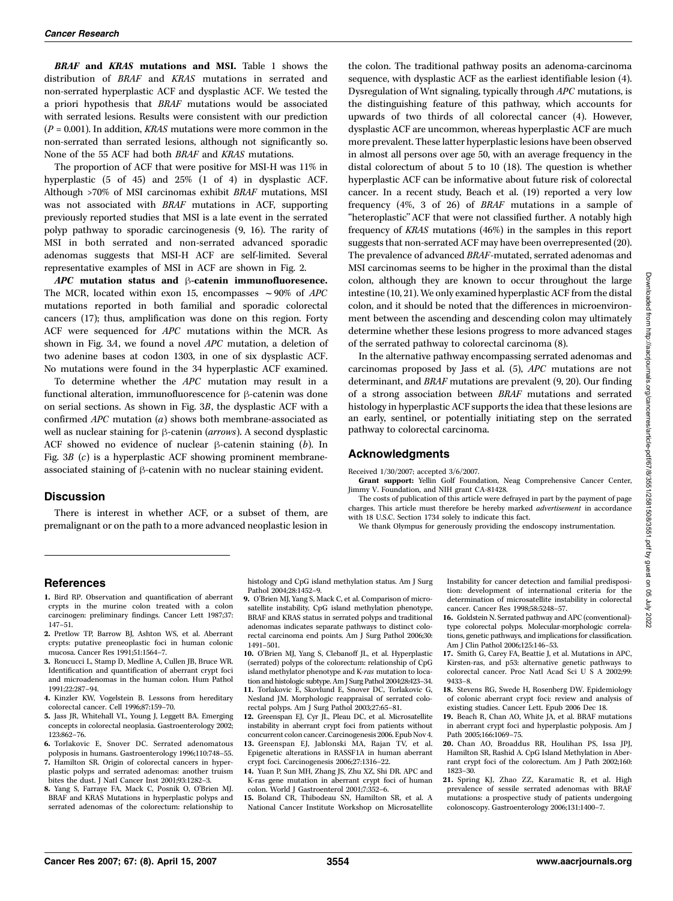***BRAF* and *KRAS* mutations and MSI.** Table 1 shows the distribution of *BRAF* and *KRAS* mutations in serrated and non-serrated hyperplastic ACF and dysplastic ACF. We tested the a priori hypothesis that *BRAF* mutations would be associated with serrated lesions. Results were consistent with our prediction ($P = 0.001$). In addition, *KRAS* mutations were more common in the non-serrated than serrated lesions, although not significantly so. None of the 55 ACF had both *BRAF* and *KRAS* mutations.

The proportion of ACF that were positive for MSI-H was 11% in hyperplastic (5 of 45) and 25% (1 of 4) in dysplastic ACF. Although >70% of MSI carcinomas exhibit *BRAF* mutations, MSI was not associated with *BRAF* mutations in ACF, supporting previously reported studies that MSI is a late event in the serrated polyp pathway to sporadic carcinogenesis (9, 16). The rarity of MSI in both serrated and non-serrated advanced sporadic adenomas suggests that MSI-H ACF are self-limited. Several representative examples of MSI in ACF are shown in Fig. 2.

***APC* mutation status and β-catenin immunofluoresence.** The MCR, located within exon 15, encompasses ~90% of *APC* mutations reported in both familial and sporadic colorectal cancers (17); thus, amplification was done on this region. Forty ACF were sequenced for *APC* mutations within the MCR. As shown in Fig. 3*A*, we found a novel *APC* mutation, a deletion of two adenine bases at codon 1303, in one of six dysplastic ACF. No mutations were found in the 34 hyperplastic ACF examined.

To determine whether the *APC* mutation may result in a functional alteration, immunofluorescence for β-catenin was done on serial sections. As shown in Fig. 3*B*, the dysplastic ACF with a confirmed *APC* mutation (*a*) shows both membrane-associated as well as nuclear staining for β-catenin (*arrows*). A second dysplastic ACF showed no evidence of nuclear β-catenin staining (*b*). In Fig. 3*B* (*c*) is a hyperplastic ACF showing prominent membrane-associated staining of β-catenin with no nuclear staining evident.

## Discussion

There is interest in whether ACF, or a subset of them, are premalignant or on the path to a more advanced neoplastic lesion in the colon. The traditional pathway posits an adenoma-carcinoma sequence, with dysplastic ACF as the earliest identifiable lesion (4). Dysregulation of Wnt signaling, typically through *APC* mutations, is the distinguishing feature of this pathway, which accounts for upwards of two thirds of all colorectal cancer (4). However, dysplastic ACF are uncommon, whereas hyperplastic ACF are much more prevalent. These latter hyperplastic lesions have been observed in almost all persons over age 50, with an average frequency in the distal colorectum of about 5 to 10 (18). The question is whether hyperplastic ACF can be informative about future risk of colorectal cancer. In a recent study, Beach et al. (19) reported a very low frequency (4%, 3 of 26) of *BRAF* mutations in a sample of "heteroplastic" ACF that were not classified further. A notably high frequency of *KRAS* mutations (46%) in the samples in this report suggests that non-serrated ACF may have been overrepresented (20). The prevalence of advanced *BRAF*-mutated, serrated adenomas and MSI carcinomas seems to be higher in the proximal than the distal colon, although they are known to occur throughout the large intestine (10, 21). We only examined hyperplastic ACF from the distal colon, and it should be noted that the differences in microenvironment between the ascending and descending colon may ultimately determine whether these lesions progress to more advanced stages of the serrated pathway to colorectal carcinoma (8).

In the alternative pathway encompassing serrated adenomas and carcinomas proposed by Jass et al. (5), *APC* mutations are not determinant, and *BRAF* mutations are prevalent (9, 20). Our finding of a strong association between *BRAF* mutations and serrated histology in hyperplastic ACF supports the idea that these lesions are an early, sentinel, or potentially initiating step on the serrated pathway to colorectal carcinoma.

## Acknowledgments

Received 1/30/2007; accepted 3/6/2007.

**Grant support:** Yellin Golf Foundation, Neag Comprehensive Cancer Center, Jimmy V. Foundation, and NIH grant CA-81428.

The costs of publication of this article were defrayed in part by the payment of page charges. This article must therefore be hereby marked *advertisement* in accordance with 18 U.S.C. Section 1734 solely to indicate this fact.

We thank Olympus for generously providing the endoscopy instrumentation.

## References

1. Bird RP. Observation and quantification of aberrant crypts in the murine colon treated with a colon carcinogen: preliminary findings. Cancer Lett 1987;37:147–51.
2. Pretlow TP, Barrow BJ, Ashton WS, et al. Aberrant crypts: putative preneoplastic foci in human colonic mucosa. Cancer Res 1991;51:1564–7.
3. Roncucci L, Stamp D, Medline A, Cullen JB, Bruce WR. Identification and quantification of aberrant crypt foci and microadenomas in the human colon. Hum Pathol 1991;22:287–94.
4. Kinzler KW, Vogelstein B. Lessons from hereditary colorectal cancer. Cell 1996;87:159–70.
5. Jass JR, Whitehall VL, Young J, Leggett BA. Emerging concepts in colorectal neoplasia. Gastroenterology 2002;123:862–76.
6. Torlakovic E, Snover DC. Serrated adenomatous polyposis in humans. Gastroenterology 1996;110:748–55.
7. Hamilton SR. Origin of colorectal cancers in hyperplastic polyps and serrated adenomas: another truism bites the dust. J Natl Cancer Inst 2001;93:1282–3.
8. Yang S, Farraye FA, Mack C, Posnik O, O'Brien MJ. BRAF and KRAS Mutations in hyperplastic polyps and serrated adenomas of the colorectum: relationship to histology and CpG island methylation status. Am J Surg Pathol 2004;28:1452–9.
9. O'Brien MJ, Yang S, Mack C, et al. Comparison of microsatellite instability, CpG island methylation phenotype, BRAF and KRAS status in serrated polyps and traditional adenomas indicates separate pathways to distinct colorectal carcinoma end points. Am J Surg Pathol 2006;30:1491–501.
10. O'Brien MJ, Yang S, Clebanoff JL, et al. Hyperplastic (serrated) polyps of the colorectum: relationship of CpG island methylator phenotype and K-*ras* mutation to location and histologic subtype. Am J Surg Pathol 2004;28:423–34.
11. Torlakovic E, Skovlund E, Snover DC, Torlakovic G, Nesland JM. Morphologic reappraisal of serrated colorectal polyps. Am J Surg Pathol 2003;27:65–81.
12. Greenspan EJ, Cyr JL, Pleau DC, et al. Microsatellite instability in aberrant crypt foci from patients without concurrent colon cancer. Carcinogenesis 2006. Epub Nov 4.
13. Greenspan EJ, Jablonski MA, Rajan TV, et al. Epigenetic alterations in RASSF1A in human aberrant crypt foci. Carcinogenesis 2006;27:1316–22.
14. Yuan P, Sun MH, Zhang JS, Zhu XZ, Shi DR. APC and K-ras gene mutation in aberrant crypt foci of human colon. World J Gastroenterol 2001;7:352–6.
15. Boland CR, Thibodeau SN, Hamilton SR, et al. A National Cancer Institute Workshop on Microsatellite Instability for cancer detection and familial predisposition: development of international criteria for the determination of microsatellite instability in colorectal cancer. Cancer Res 1998;58:5248–57.
16. Goldstein N. Serrated pathway and APC (conventional)-type colorectal polyps. Molecular-morphologic correlations, genetic pathways, and implications for classification. Am J Clin Pathol 2006;125:146–53.
17. Smith G, Carey FA, Beattie J, et al. Mutations in APC, Kirsten-ras, and p53: alternative genetic pathways to colorectal cancer. Proc Natl Acad Sci U S A 2002;99:9433–8.
18. Stevens RG, Swede H, Rosenberg DW. Epidemiology of colonic aberrant crypt foci: review and analysis of existing studies. Cancer Lett. Epub 2006 Dec 18.
19. Beach R, Chan AO, White JA, et al. BRAF mutations in aberrant crypt foci and hyperplastic polyposis. Am J Path 2005;166:1069–75.
20. Chan AO, Broaddus RR, Houlihan PS, Issa JPJ, Hamilton SR, Rashid A. CpG Island Methylation in Aberrant crypt foci of the colorectum. Am J Path 2002;160:1823–30.
21. Spring KJ, Zhao ZZ, Karamatic R, et al. High prevalence of sessile serrated adenomas with BRAF mutations: a prospective study of patients undergoing colonoscopy. Gastroenterology 2006;131:1400–7.